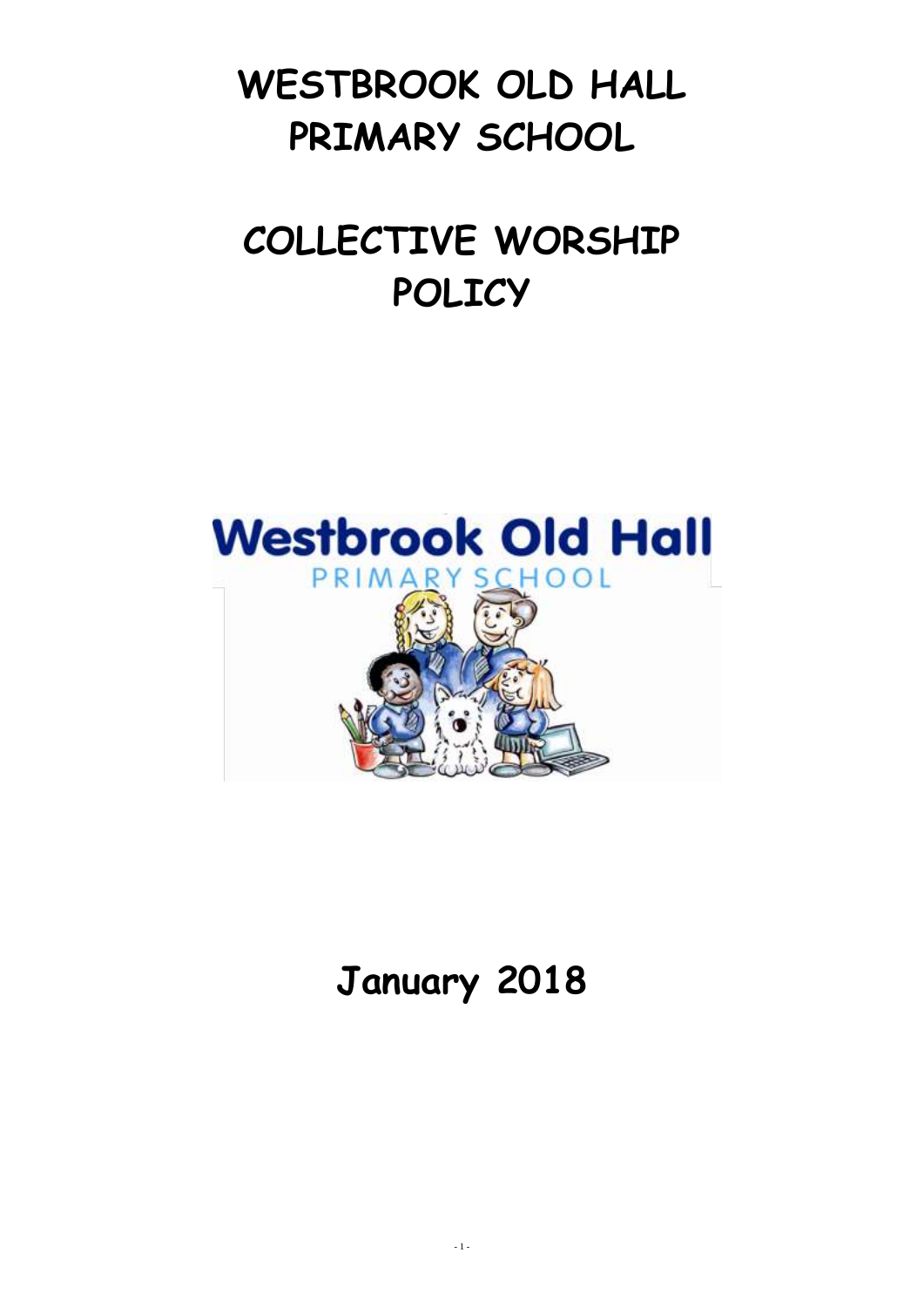# WESTBROOK OLD HALL PRIMARY SCHOOL

# COLLECTIVE WORSHIP POLICY

Westbrook Old Hall

PRIMARY SCHOOL

## January 2018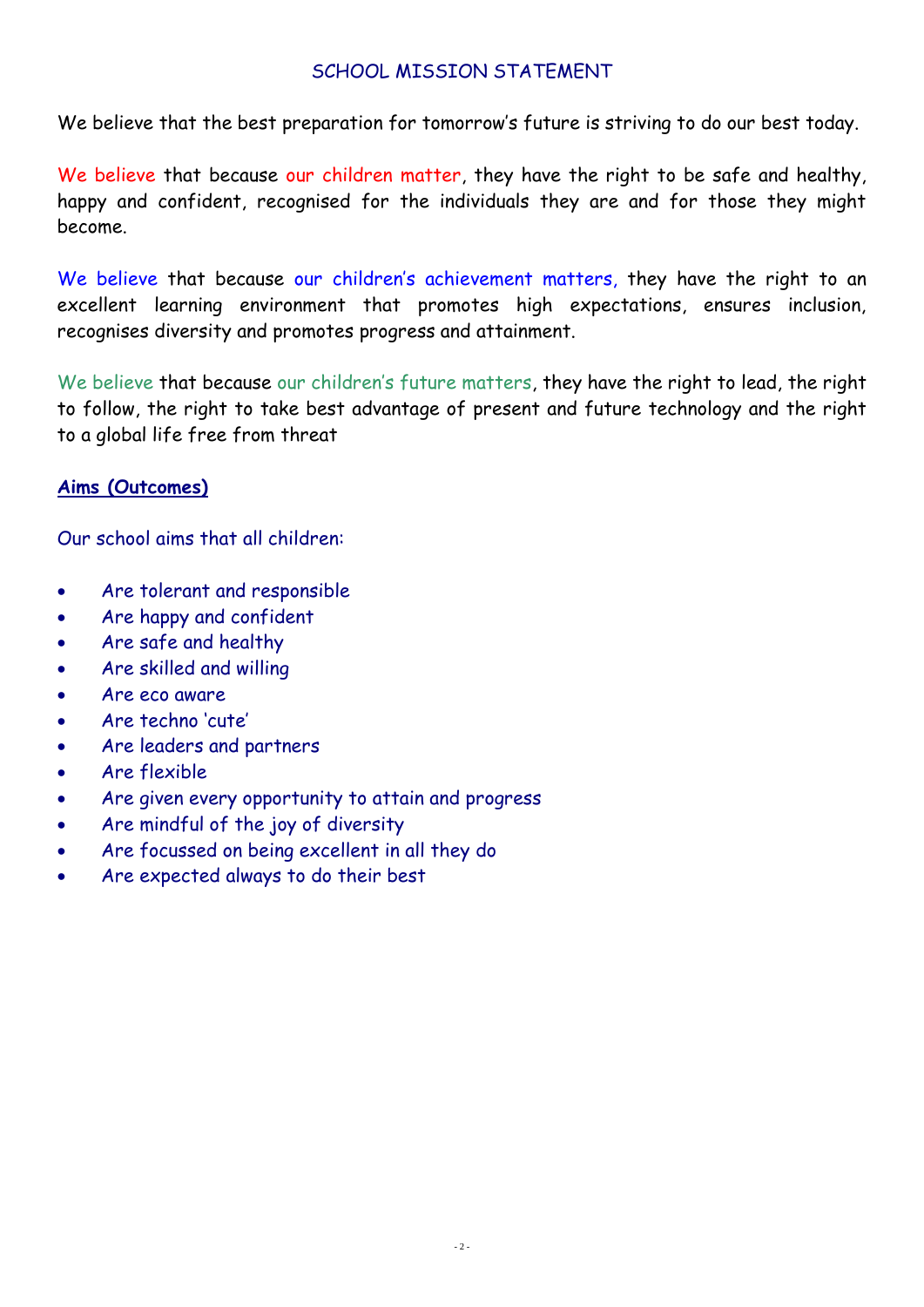## SCHOOL MISSION STATEMENT

We believe that the best preparation for tomorrow's future is striving to do our best today.

We believe that because our children matter, they have the right to be safe and healthy, happy and confident, recognised for the individuals they are and for those they might become.

We believe that because our children's achievement matters, they have the right to an excellent learning environment that promotes high expectations, ensures inclusion, recognises diversity and promotes progress and attainment.

We believe that because our children's future matters, they have the right to lead, the right to follow, the right to take best advantage of present and future technology and the right to a global life free from threat

### Aims (Outcomes)

Our school aims that all children:

- Are tolerant and responsible
- Are happy and confident
- Are safe and healthy
- Are skilled and willing
- Are eco aware
- Are techno 'cute'
- Are leaders and partners
- Are flexible
- Are given every opportunity to attain and progress
- Are mindful of the joy of diversity
- Are focussed on being excellent in all they do
- Are expected always to do their best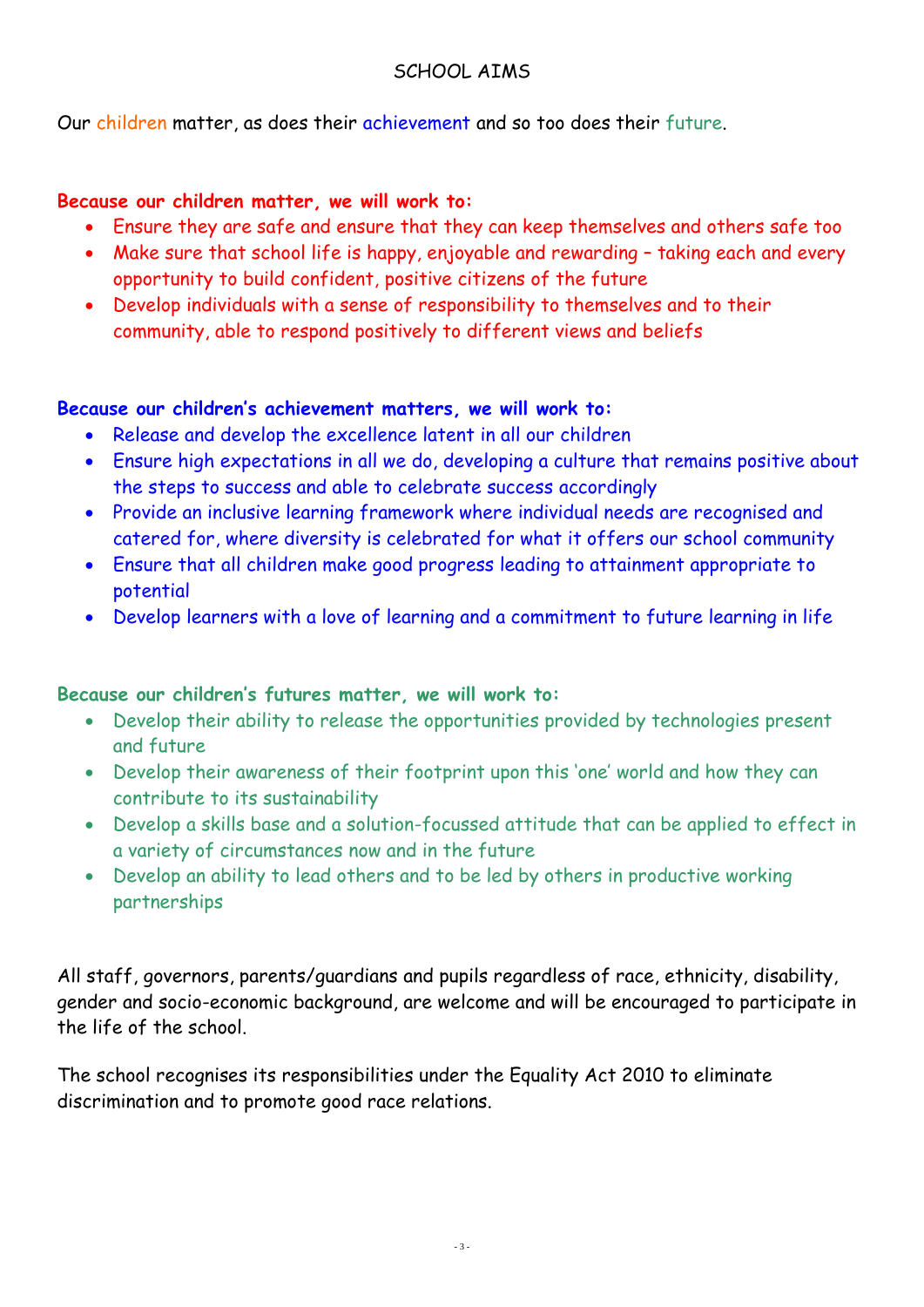# SCHOOL AIMS

Our children matter, as does their achievement and so too does their future.

**Because our children matter, we will work to:**

- Ensure they are safe and ensure that they can keep themselves and others safe too
- Make sure that school life is happy, enjoyable and rewarding – taking each and every opportunity to build confident, positive citizens of the future
- Develop individuals with a sense of responsibility to themselves and to their community, able to respond positively to different views and beliefs

**Because our children's achievement matters, we will work to:**

- Release and develop the excellence latent in all our children
- Ensure high expectations in all we do, developing a culture that remains positive about the steps to success and able to celebrate success accordingly
- Provide an inclusive learning framework where individual needs are recognised and catered for, where diversity is celebrated for what it offers our school community
- Ensure that all children make good progress leading to attainment appropriate to potential
- Develop learners with a love of learning and a commitment to future learning in life

**Because our children's futures matter, we will work to:**

- Develop their ability to release the opportunities provided by technologies present and future
- Develop their awareness of their footprint upon this 'one' world and how they can contribute to its sustainability
- Develop a skills base and a solution-focussed attitude that can be applied to effect in a variety of circumstances now and in the future
- Develop an ability to lead others and to be led by others in productive working partnerships

All staff, governors, parents/guardians and pupils regardless of race, ethnicity, disability, gender and socio-economic background, are welcome and will be encouraged to participate in the life of the school.

The school recognises its responsibilities under the Equality Act 2010 to eliminate discrimination and to promote good race relations.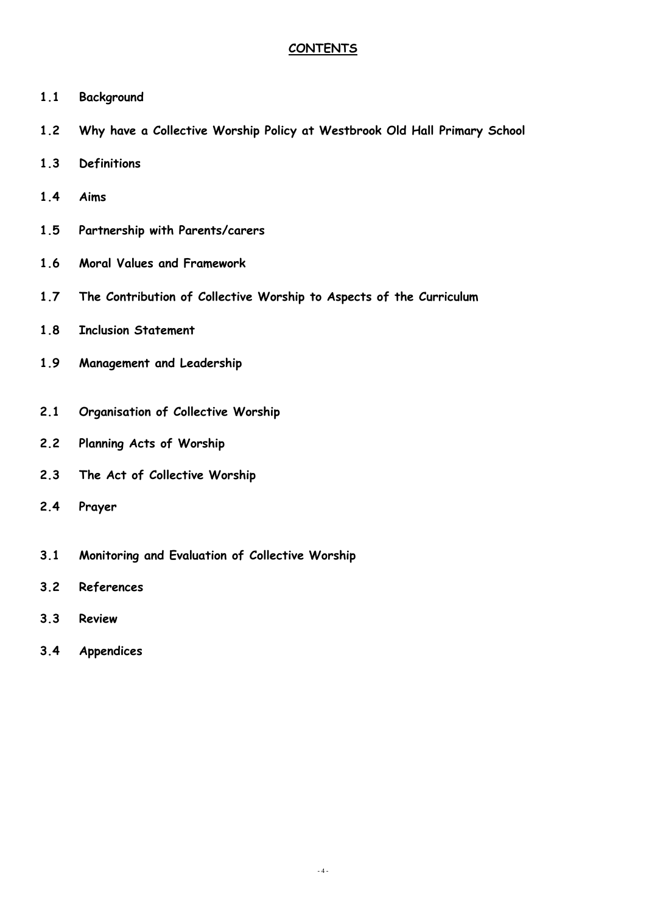## CONTENTS

**1.1 Background**

**1.2 Why have a Collective Worship Policy at Westbrook Old Hall Primary School**

**1.3 Definitions**

**1.4 Aims**

**1.5 Partnership with Parents/carers**

**1.6 Moral Values and Framework**

**1.7 The Contribution of Collective Worship to Aspects of the Curriculum**

**1.8 Inclusion Statement**

**1.9 Management and Leadership**

**2.1 Organisation of Collective Worship**

**2.2 Planning Acts of Worship**

**2.3 The Act of Collective Worship**

**2.4 Prayer**

**3.1 Monitoring and Evaluation of Collective Worship**

**3.2 References**

**3.3 Review**

**3.4 Appendices**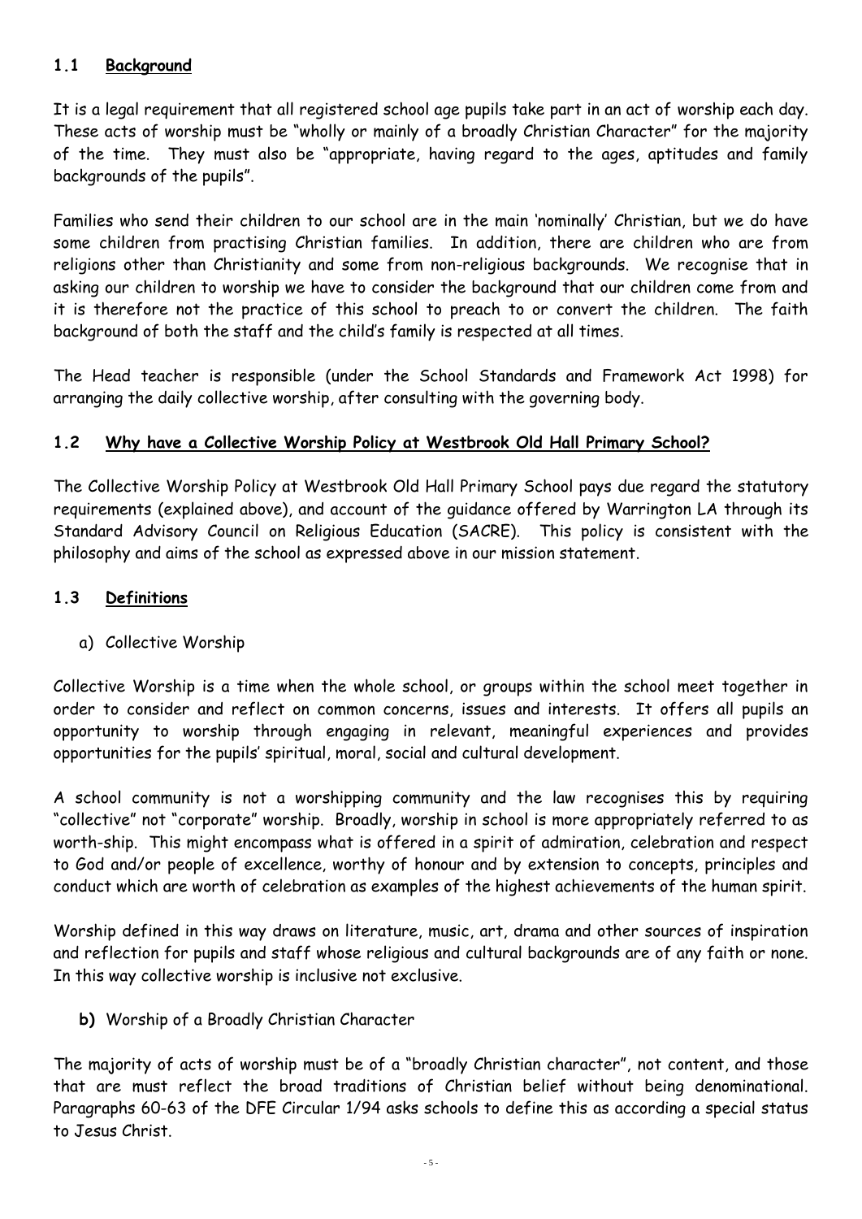## 1.1 Background

It is a legal requirement that all registered school age pupils take part in an act of worship each day. These acts of worship must be "wholly or mainly of a broadly Christian Character" for the majority of the time. They must also be "appropriate, having regard to the ages, aptitudes and family backgrounds of the pupils".

Families who send their children to our school are in the main 'nominally' Christian, but we do have some children from practising Christian families. In addition, there are children who are from religions other than Christianity and some from non-religious backgrounds. We recognise that in asking our children to worship we have to consider the background that our children come from and it is therefore not the practice of this school to preach to or convert the children. The faith background of both the staff and the child's family is respected at all times.

The Head teacher is responsible (under the School Standards and Framework Act 1998) for arranging the daily collective worship, after consulting with the governing body.

## 1.2 Why have a Collective Worship Policy at Westbrook Old Hall Primary School?

The Collective Worship Policy at Westbrook Old Hall Primary School pays due regard the statutory requirements (explained above), and account of the guidance offered by Warrington LA through its Standard Advisory Council on Religious Education (SACRE). This policy is consistent with the philosophy and aims of the school as expressed above in our mission statement.

## 1.3 Definitions

a) Collective Worship

Collective Worship is a time when the whole school, or groups within the school meet together in order to consider and reflect on common concerns, issues and interests. It offers all pupils an opportunity to worship through engaging in relevant, meaningful experiences and provides opportunities for the pupils' spiritual, moral, social and cultural development.

A school community is not a worshipping community and the law recognises this by requiring "collective" not "corporate" worship. Broadly, worship in school is more appropriately referred to as worth-ship. This might encompass what is offered in a spirit of admiration, celebration and respect to God and/or people of excellence, worthy of honour and by extension to concepts, principles and conduct which are worth of celebration as examples of the highest achievements of the human spirit.

Worship defined in this way draws on literature, music, art, drama and other sources of inspiration and reflection for pupils and staff whose religious and cultural backgrounds are of any faith or none. In this way collective worship is inclusive not exclusive.

**b)** Worship of a Broadly Christian Character

The majority of acts of worship must be of a "broadly Christian character", not content, and those that are must reflect the broad traditions of Christian belief without being denominational. Paragraphs 60-63 of the DFE Circular 1/94 asks schools to define this as according a special status to Jesus Christ.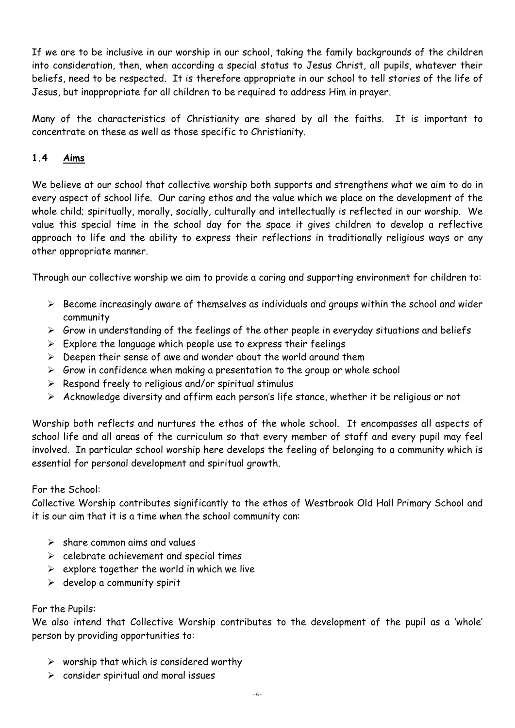If we are to be inclusive in our worship in our school, taking the family backgrounds of the children into consideration, then, when according a special status to Jesus Christ, all pupils, whatever their beliefs, need to be respected. It is therefore appropriate in our school to tell stories of the life of Jesus, but inappropriate for all children to be required to address Him in prayer.

Many of the characteristics of Christianity are shared by all the faiths. It is important to concentrate on these as well as those specific to Christianity.

### 1.4 Aims

We believe at our school that collective worship both supports and strengthens what we aim to do in every aspect of school life. Our caring ethos and the value which we place on the development of the whole child; spiritually, morally, socially, culturally and intellectually is reflected in our worship. We value this special time in the school day for the space it gives children to develop a reflective approach to life and the ability to express their reflections in traditionally religious ways or any other appropriate manner.

Through our collective worship we aim to provide a caring and supporting environment for children to:

- Become increasingly aware of themselves as individuals and groups within the school and wider community
- Grow in understanding of the feelings of the other people in everyday situations and beliefs
- Explore the language which people use to express their feelings
- Deepen their sense of awe and wonder about the world around them
- Grow in confidence when making a presentation to the group or whole school
- Respond freely to religious and/or spiritual stimulus
- Acknowledge diversity and affirm each person's life stance, whether it be religious or not

Worship both reflects and nurtures the ethos of the whole school. It encompasses all aspects of school life and all areas of the curriculum so that every member of staff and every pupil may feel involved. In particular school worship here develops the feeling of belonging to a community which is essential for personal development and spiritual growth.

For the School:
Collective Worship contributes significantly to the ethos of Westbrook Old Hall Primary School and it is our aim that it is a time when the school community can:

- share common aims and values
- celebrate achievement and special times
- explore together the world in which we live
- develop a community spirit

For the Pupils:
We also intend that Collective Worship contributes to the development of the pupil as a 'whole' person by providing opportunities to:

- worship that which is considered worthy
- consider spiritual and moral issues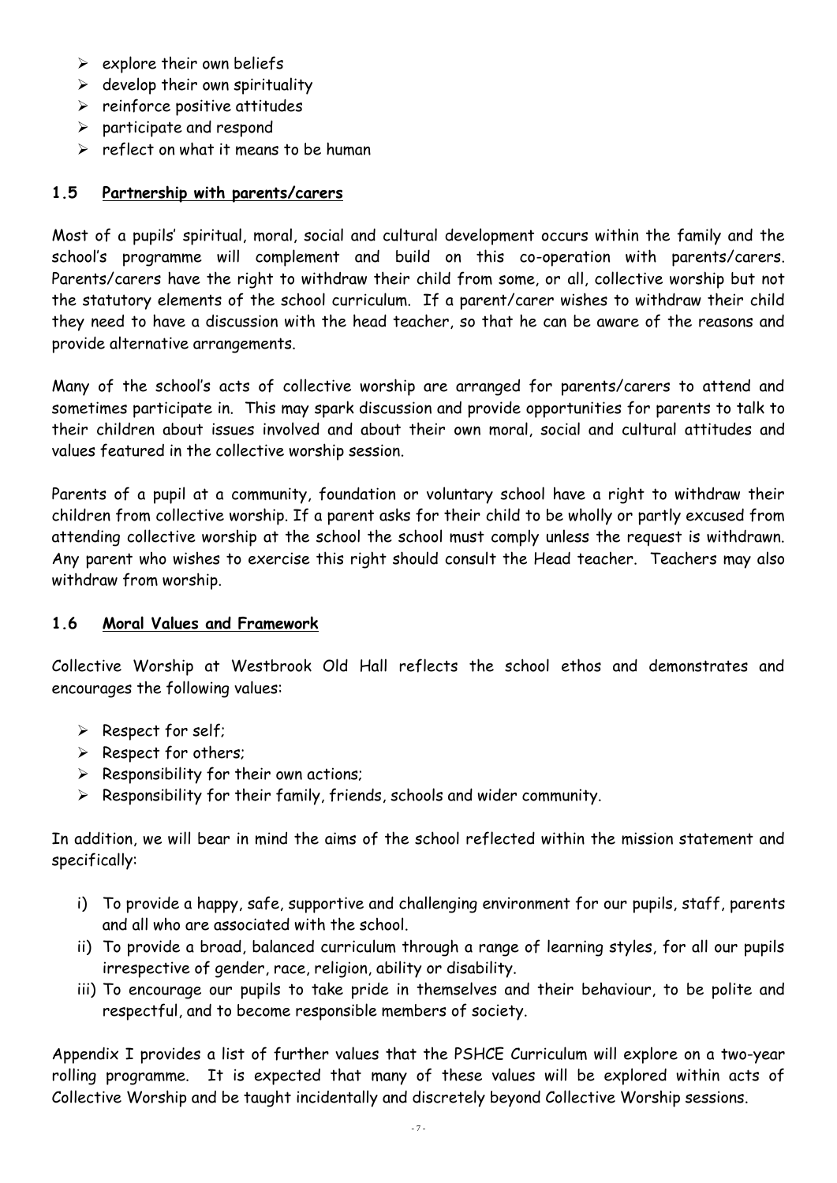- explore their own beliefs
- develop their own spirituality
- reinforce positive attitudes
- participate and respond
- reflect on what it means to be human

### 1.5 Partnership with parents/carers

Most of a pupils' spiritual, moral, social and cultural development occurs within the family and the school's programme will complement and build on this co-operation with parents/carers. Parents/carers have the right to withdraw their child from some, or all, collective worship but not the statutory elements of the school curriculum. If a parent/carer wishes to withdraw their child they need to have a discussion with the head teacher, so that he can be aware of the reasons and provide alternative arrangements.

Many of the school's acts of collective worship are arranged for parents/carers to attend and sometimes participate in. This may spark discussion and provide opportunities for parents to talk to their children about issues involved and about their own moral, social and cultural attitudes and values featured in the collective worship session.

Parents of a pupil at a community, foundation or voluntary school have a right to withdraw their children from collective worship. If a parent asks for their child to be wholly or partly excused from attending collective worship at the school the school must comply unless the request is withdrawn. Any parent who wishes to exercise this right should consult the Head teacher. Teachers may also withdraw from worship.

### 1.6 Moral Values and Framework

Collective Worship at Westbrook Old Hall reflects the school ethos and demonstrates and encourages the following values:

- Respect for self;
- Respect for others;
- Responsibility for their own actions;
- Responsibility for their family, friends, schools and wider community.

In addition, we will bear in mind the aims of the school reflected within the mission statement and specifically:

i) To provide a happy, safe, supportive and challenging environment for our pupils, staff, parents and all who are associated with the school.
ii) To provide a broad, balanced curriculum through a range of learning styles, for all our pupils irrespective of gender, race, religion, ability or disability.
iii) To encourage our pupils to take pride in themselves and their behaviour, to be polite and respectful, and to become responsible members of society.

Appendix I provides a list of further values that the PSHCE Curriculum will explore on a two-year rolling programme. It is expected that many of these values will be explored within acts of Collective Worship and be taught incidentally and discretely beyond Collective Worship sessions.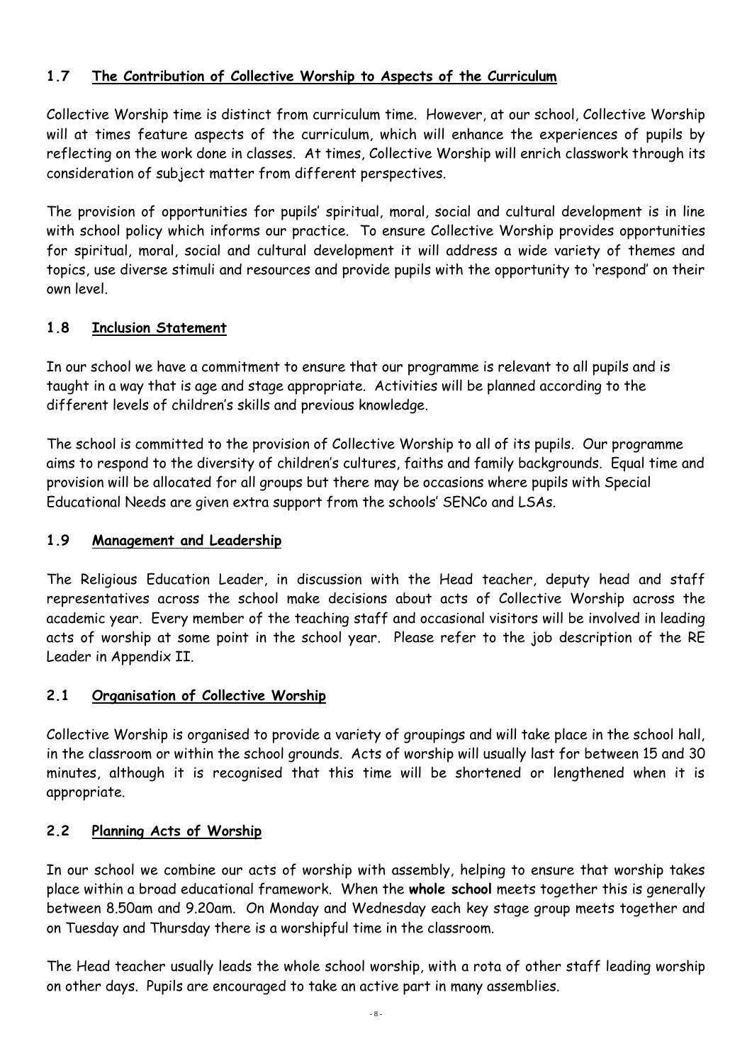## 1.7 The Contribution of Collective Worship to Aspects of the Curriculum

Collective Worship time is distinct from curriculum time. However, at our school, Collective Worship will at times feature aspects of the curriculum, which will enhance the experiences of pupils by reflecting on the work done in classes. At times, Collective Worship will enrich classwork through its consideration of subject matter from different perspectives.

The provision of opportunities for pupils' spiritual, moral, social and cultural development is in line with school policy which informs our practice. To ensure Collective Worship provides opportunities for spiritual, moral, social and cultural development it will address a wide variety of themes and topics, use diverse stimuli and resources and provide pupils with the opportunity to 'respond' on their own level.

## 1.8 Inclusion Statement

In our school we have a commitment to ensure that our programme is relevant to all pupils and is taught in a way that is age and stage appropriate. Activities will be planned according to the different levels of children's skills and previous knowledge.

The school is committed to the provision of Collective Worship to all of its pupils. Our programme aims to respond to the diversity of children's cultures, faiths and family backgrounds. Equal time and provision will be allocated for all groups but there may be occasions where pupils with Special Educational Needs are given extra support from the schools' SENCo and LSAs.

## 1.9 Management and Leadership

The Religious Education Leader, in discussion with the Head teacher, deputy head and staff representatives across the school make decisions about acts of Collective Worship across the academic year. Every member of the teaching staff and occasional visitors will be involved in leading acts of worship at some point in the school year. Please refer to the job description of the RE Leader in Appendix II.

## 2.1 Organisation of Collective Worship

Collective Worship is organised to provide a variety of groupings and will take place in the school hall, in the classroom or within the school grounds. Acts of worship will usually last for between 15 and 30 minutes, although it is recognised that this time will be shortened or lengthened when it is appropriate.

## 2.2 Planning Acts of Worship

In our school we combine our acts of worship with assembly, helping to ensure that worship takes place within a broad educational framework. When the **whole school** meets together this is generally between 8.50am and 9.20am. On Monday and Wednesday each key stage group meets together and on Tuesday and Thursday there is a worshipful time in the classroom.

The Head teacher usually leads the whole school worship, with a rota of other staff leading worship on other days. Pupils are encouraged to take an active part in many assemblies.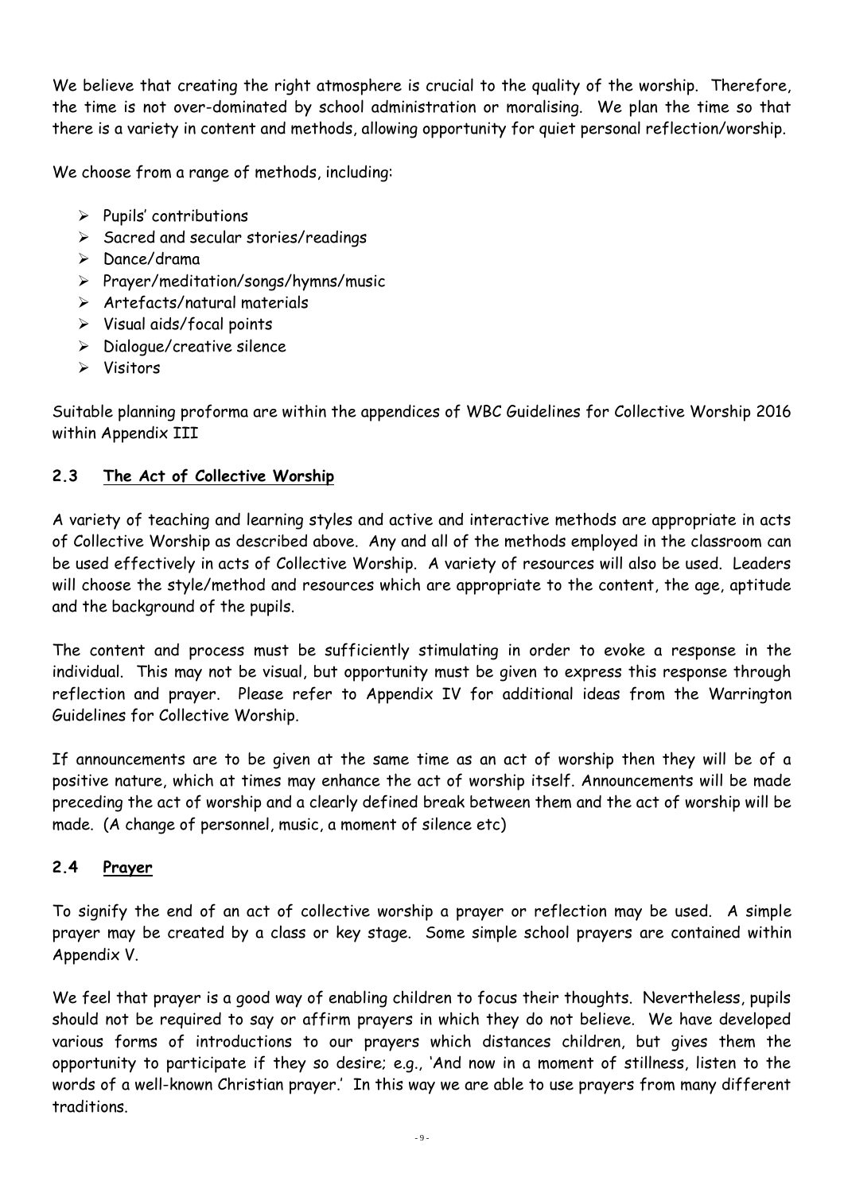We believe that creating the right atmosphere is crucial to the quality of the worship. Therefore, the time is not over-dominated by school administration or moralising. We plan the time so that there is a variety in content and methods, allowing opportunity for quiet personal reflection/worship.

We choose from a range of methods, including:

- Pupils' contributions
- Sacred and secular stories/readings
- Dance/drama
- Prayer/meditation/songs/hymns/music
- Artefacts/natural materials
- Visual aids/focal points
- Dialogue/creative silence
- Visitors

Suitable planning proforma are within the appendices of WBC Guidelines for Collective Worship 2016 within Appendix III

## 2.3 <u>The Act of Collective Worship</u>

A variety of teaching and learning styles and active and interactive methods are appropriate in acts of Collective Worship as described above. Any and all of the methods employed in the classroom can be used effectively in acts of Collective Worship. A variety of resources will also be used. Leaders will choose the style/method and resources which are appropriate to the content, the age, aptitude and the background of the pupils.

The content and process must be sufficiently stimulating in order to evoke a response in the individual. This may not be visual, but opportunity must be given to express this response through reflection and prayer. Please refer to Appendix IV for additional ideas from the Warrington Guidelines for Collective Worship.

If announcements are to be given at the same time as an act of worship then they will be of a positive nature, which at times may enhance the act of worship itself. Announcements will be made preceding the act of worship and a clearly defined break between them and the act of worship will be made. (A change of personnel, music, a moment of silence etc)

## 2.4 <u>Prayer</u>

To signify the end of an act of collective worship a prayer or reflection may be used. A simple prayer may be created by a class or key stage. Some simple school prayers are contained within Appendix V.

We feel that prayer is a good way of enabling children to focus their thoughts. Nevertheless, pupils should not be required to say or affirm prayers in which they do not believe. We have developed various forms of introductions to our prayers which distances children, but gives them the opportunity to participate if they so desire; e.g., 'And now in a moment of stillness, listen to the words of a well-known Christian prayer.' In this way we are able to use prayers from many different traditions.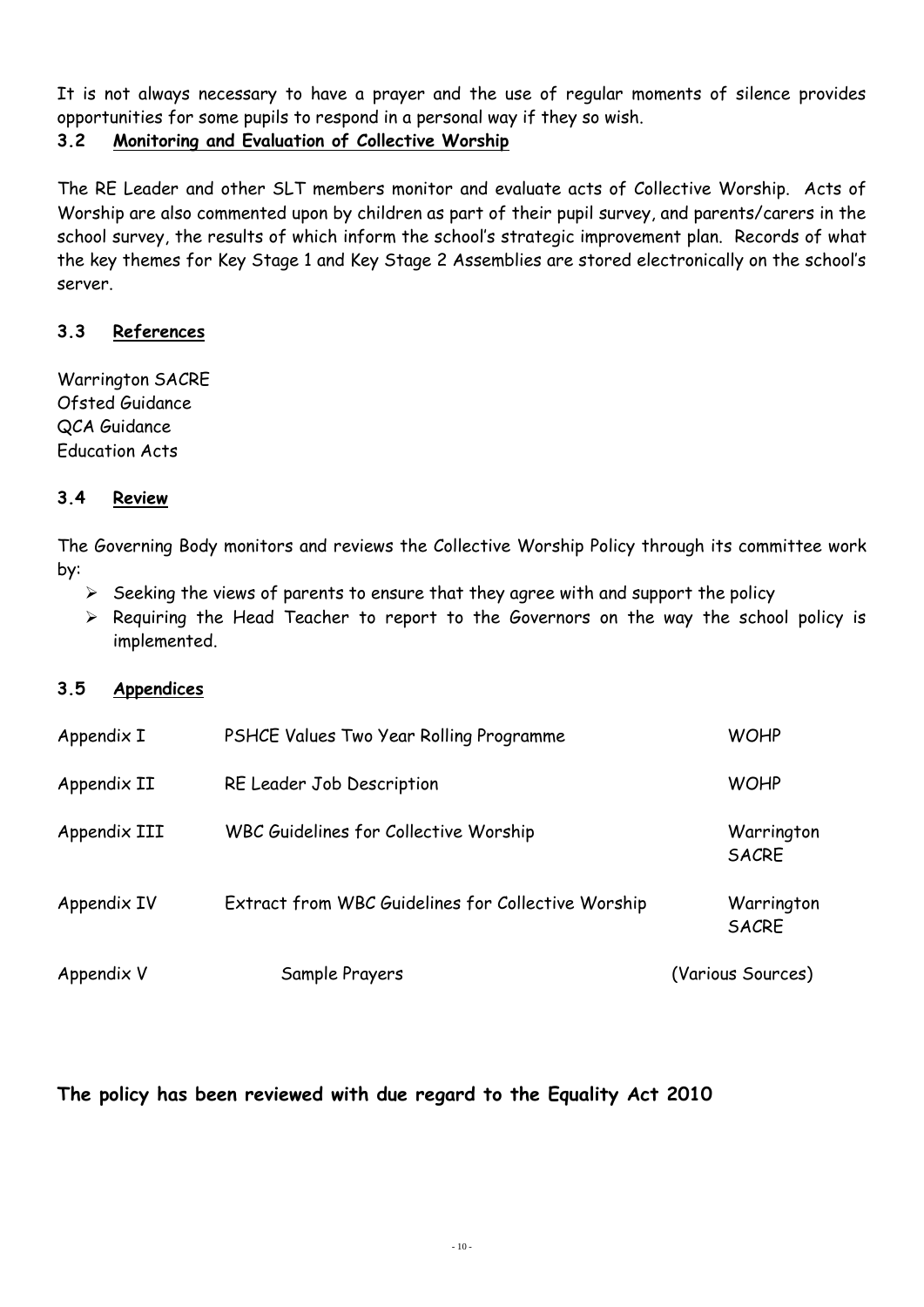It is not always necessary to have a prayer and the use of regular moments of silence provides opportunities for some pupils to respond in a personal way if they so wish.

### 3.2 Monitoring and Evaluation of Collective Worship

The RE Leader and other SLT members monitor and evaluate acts of Collective Worship. Acts of Worship are also commented upon by children as part of their pupil survey, and parents/carers in the school survey, the results of which inform the school's strategic improvement plan. Records of what the key themes for Key Stage 1 and Key Stage 2 Assemblies are stored electronically on the school's server.

### 3.3 References

Warrington SACRE
Ofsted Guidance
QCA Guidance
Education Acts

### 3.4 Review

The Governing Body monitors and reviews the Collective Worship Policy through its committee work by:

- Seeking the views of parents to ensure that they agree with and support the policy
- Requiring the Head Teacher to report to the Governors on the way the school policy is implemented.

### 3.5 Appendices

| | | |
|---|---|---|
| Appendix I | PSHCE Values Two Year Rolling Programme | WOHP |
| Appendix II | RE Leader Job Description | WOHP |
| Appendix III | WBC Guidelines for Collective Worship | Warrington SACRE |
| Appendix IV | Extract from WBC Guidelines for Collective Worship | Warrington SACRE |
| Appendix V | Sample Prayers | (Various Sources) |

**The policy has been reviewed with due regard to the Equality Act 2010**